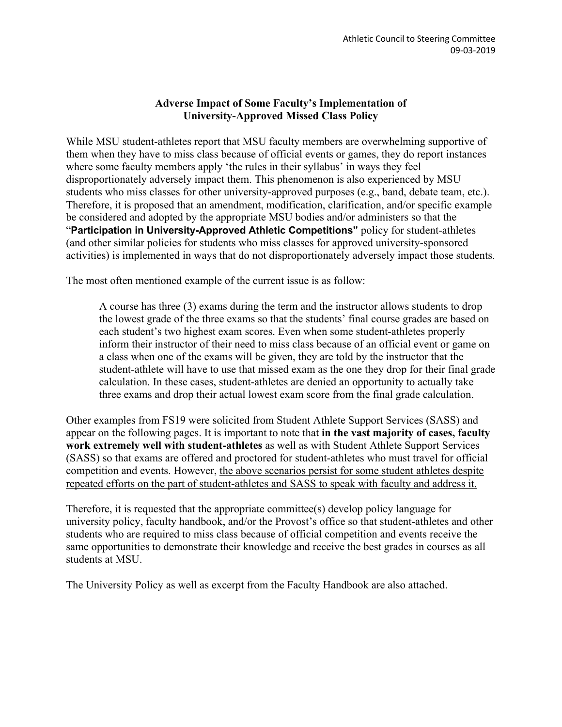Athletic Council to Steering Committee
09-03-2019

## Adverse Impact of Some Faculty's Implementation of University-Approved Missed Class Policy

While MSU student-athletes report that MSU faculty members are overwhelming supportive of them when they have to miss class because of official events or games, they do report instances where some faculty members apply 'the rules in their syllabus' in ways they feel disproportionately adversely impact them. This phenomenon is also experienced by MSU students who miss classes for other university-approved purposes (e.g., band, debate team, etc.). Therefore, it is proposed that an amendment, modification, clarification, and/or specific example be considered and adopted by the appropriate MSU bodies and/or administers so that the "**Participation in University-Approved Athletic Competitions"** policy for student-athletes (and other similar policies for students who miss classes for approved university-sponsored activities) is implemented in ways that do not disproportionately adversely impact those students.

The most often mentioned example of the current issue is as follow:

> A course has three (3) exams during the term and the instructor allows students to drop the lowest grade of the three exams so that the students' final course grades are based on each student's two highest exam scores. Even when some student-athletes properly inform their instructor of their need to miss class because of an official event or game on a class when one of the exams will be given, they are told by the instructor that the student-athlete will have to use that missed exam as the one they drop for their final grade calculation. In these cases, student-athletes are denied an opportunity to actually take three exams and drop their actual lowest exam score from the final grade calculation.

Other examples from FS19 were solicited from Student Athlete Support Services (SASS) and appear on the following pages. It is important to note that **in the vast majority of cases, faculty work extremely well with student-athletes** as well as with Student Athlete Support Services (SASS) so that exams are offered and proctored for student-athletes who must travel for official competition and events. However, <u>the above scenarios persist for some student athletes despite repeated efforts on the part of student-athletes and SASS to speak with faculty and address it.</u>

Therefore, it is requested that the appropriate committee(s) develop policy language for university policy, faculty handbook, and/or the Provost's office so that student-athletes and other students who are required to miss class because of official competition and events receive the same opportunities to demonstrate their knowledge and receive the best grades in courses as all students at MSU.

The University Policy as well as excerpt from the Faculty Handbook are also attached.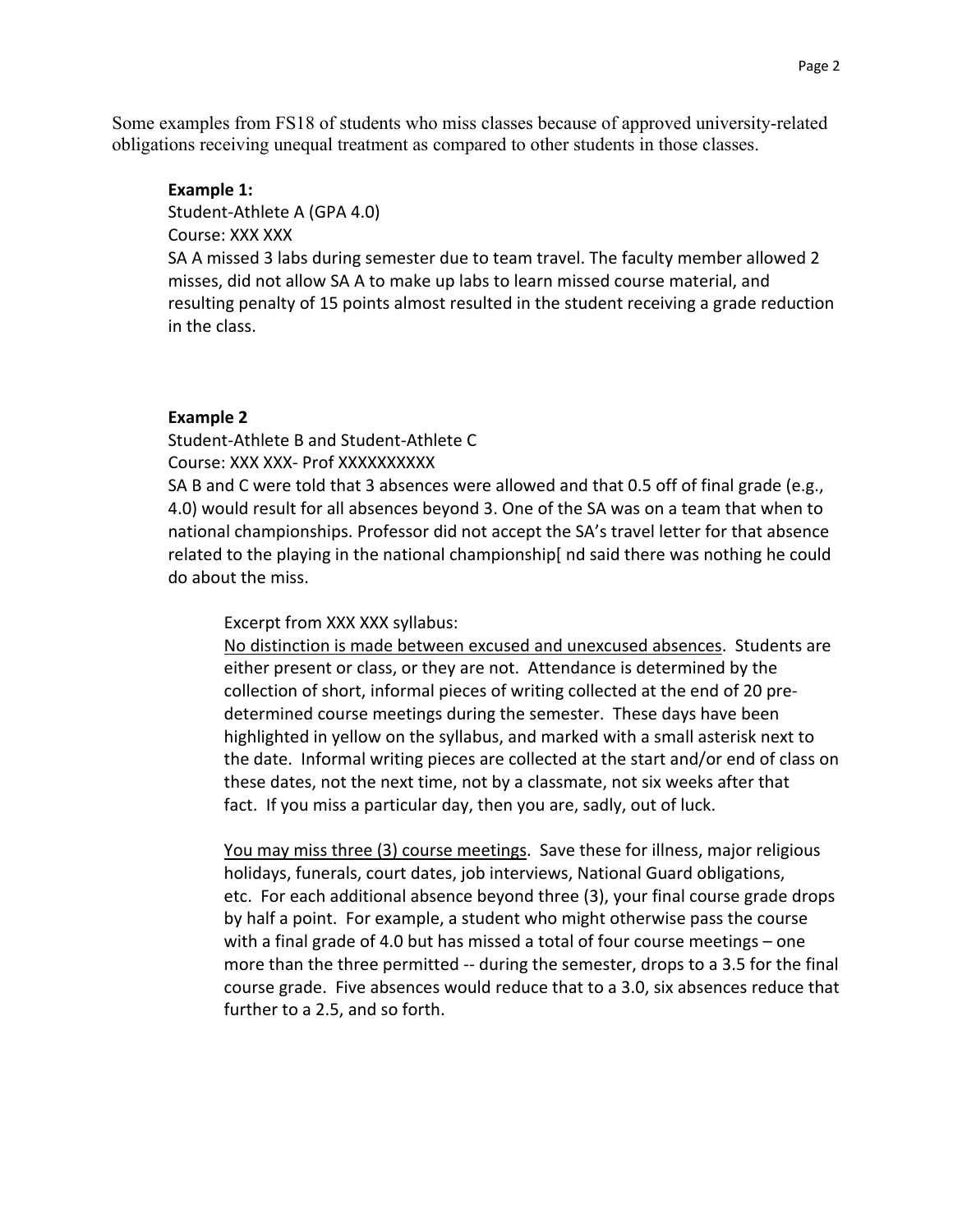Some examples from FS18 of students who miss classes because of approved university-related obligations receiving unequal treatment as compared to other students in those classes.

**Example 1:**
Student-Athlete A (GPA 4.0)
Course: XXX XXX
SA A missed 3 labs during semester due to team travel. The faculty member allowed 2 misses, did not allow SA A to make up labs to learn missed course material, and resulting penalty of 15 points almost resulted in the student receiving a grade reduction in the class.

**Example 2**
Student-Athlete B and Student-Athlete C
Course: XXX XXX- Prof XXXXXXXXXX
SA B and C were told that 3 absences were allowed and that 0.5 off of final grade (e.g., 4.0) would result for all absences beyond 3. One of the SA was on a team that when to national championships. Professor did not accept the SA's travel letter for that absence related to the playing in the national championship[ nd said there was nothing he could do about the miss.

> Excerpt from XXX XXX syllabus:
> <u>No distinction is made between excused and unexcused absences</u>. Students are either present or class, or they are not. Attendance is determined by the collection of short, informal pieces of writing collected at the end of 20 pre-determined course meetings during the semester. These days have been highlighted in yellow on the syllabus, and marked with a small asterisk next to the date. Informal writing pieces are collected at the start and/or end of class on these dates, not the next time, not by a classmate, not six weeks after that fact. If you miss a particular day, then you are, sadly, out of luck.
>
> <u>You may miss three (3) course meetings</u>. Save these for illness, major religious holidays, funerals, court dates, job interviews, National Guard obligations, etc. For each additional absence beyond three (3), your final course grade drops by half a point. For example, a student who might otherwise pass the course with a final grade of 4.0 but has missed a total of four course meetings – one more than the three permitted -- during the semester, drops to a 3.5 for the final course grade. Five absences would reduce that to a 3.0, six absences reduce that further to a 2.5, and so forth.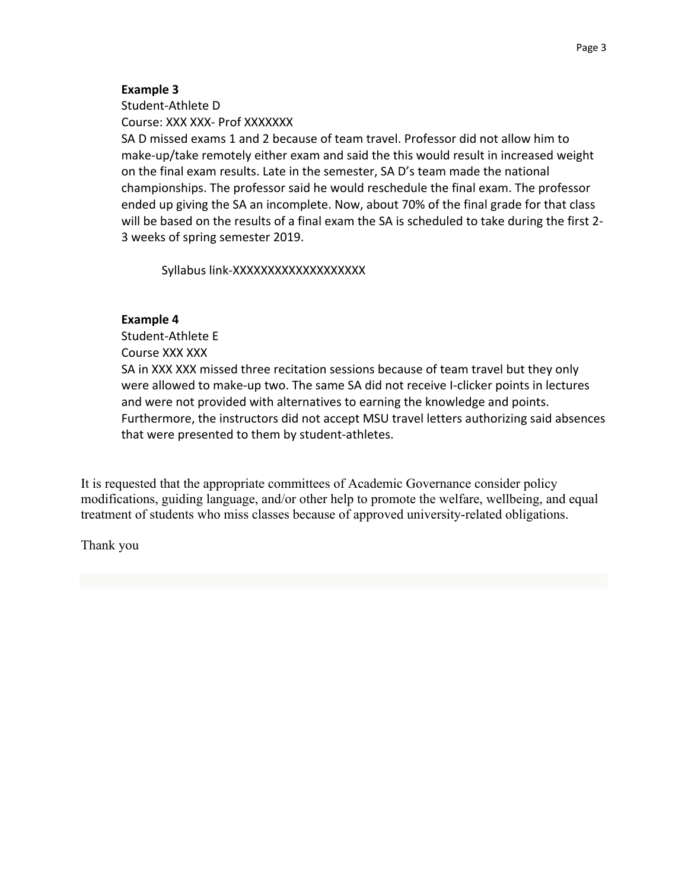**Example 3**

Student-Athlete D

Course: XXX XXX- Prof XXXXXXX

SA D missed exams 1 and 2 because of team travel. Professor did not allow him to make-up/take remotely either exam and said the this would result in increased weight on the final exam results. Late in the semester, SA D's team made the national championships. The professor said he would reschedule the final exam. The professor ended up giving the SA an incomplete. Now, about 70% of the final grade for that class will be based on the results of a final exam the SA is scheduled to take during the first 2-3 weeks of spring semester 2019.

Syllabus link-XXXXXXXXXXXXXXXXXXX

**Example 4**

Student-Athlete E

Course XXX XXX

SA in XXX XXX missed three recitation sessions because of team travel but they only were allowed to make-up two. The same SA did not receive I-clicker points in lectures and were not provided with alternatives to earning the knowledge and points. Furthermore, the instructors did not accept MSU travel letters authorizing said absences that were presented to them by student-athletes.

It is requested that the appropriate committees of Academic Governance consider policy modifications, guiding language, and/or other help to promote the welfare, wellbeing, and equal treatment of students who miss classes because of approved university-related obligations.

Thank you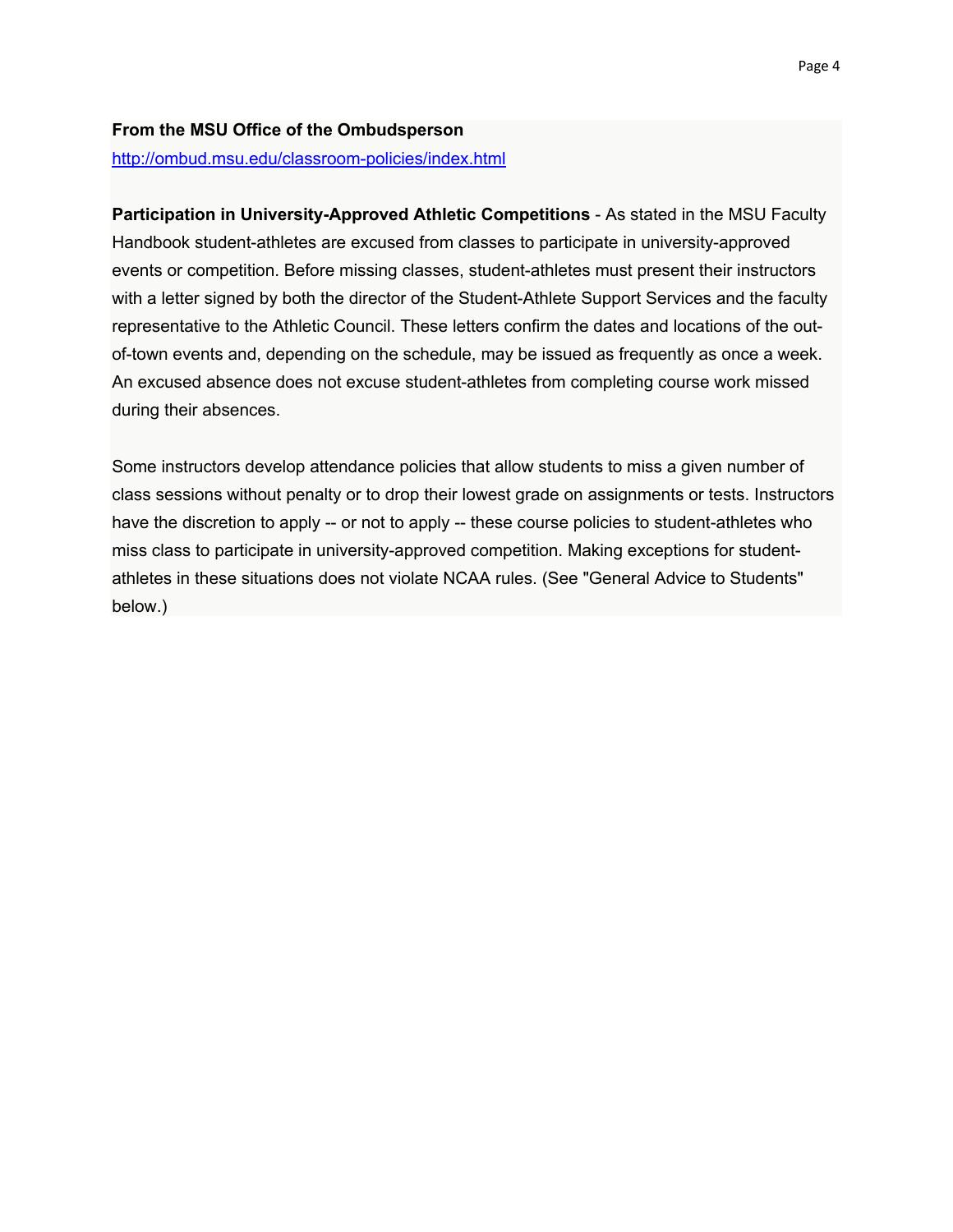**From the MSU Office of the Ombudsperson**

http://ombud.msu.edu/classroom-policies/index.html

**Participation in University-Approved Athletic Competitions** - As stated in the MSU Faculty Handbook student-athletes are excused from classes to participate in university-approved events or competition. Before missing classes, student-athletes must present their instructors with a letter signed by both the director of the Student-Athlete Support Services and the faculty representative to the Athletic Council. These letters confirm the dates and locations of the out-of-town events and, depending on the schedule, may be issued as frequently as once a week. An excused absence does not excuse student-athletes from completing course work missed during their absences.

Some instructors develop attendance policies that allow students to miss a given number of class sessions without penalty or to drop their lowest grade on assignments or tests. Instructors have the discretion to apply -- or not to apply -- these course policies to student-athletes who miss class to participate in university-approved competition. Making exceptions for student-athletes in these situations does not violate NCAA rules. (See "General Advice to Students" below.)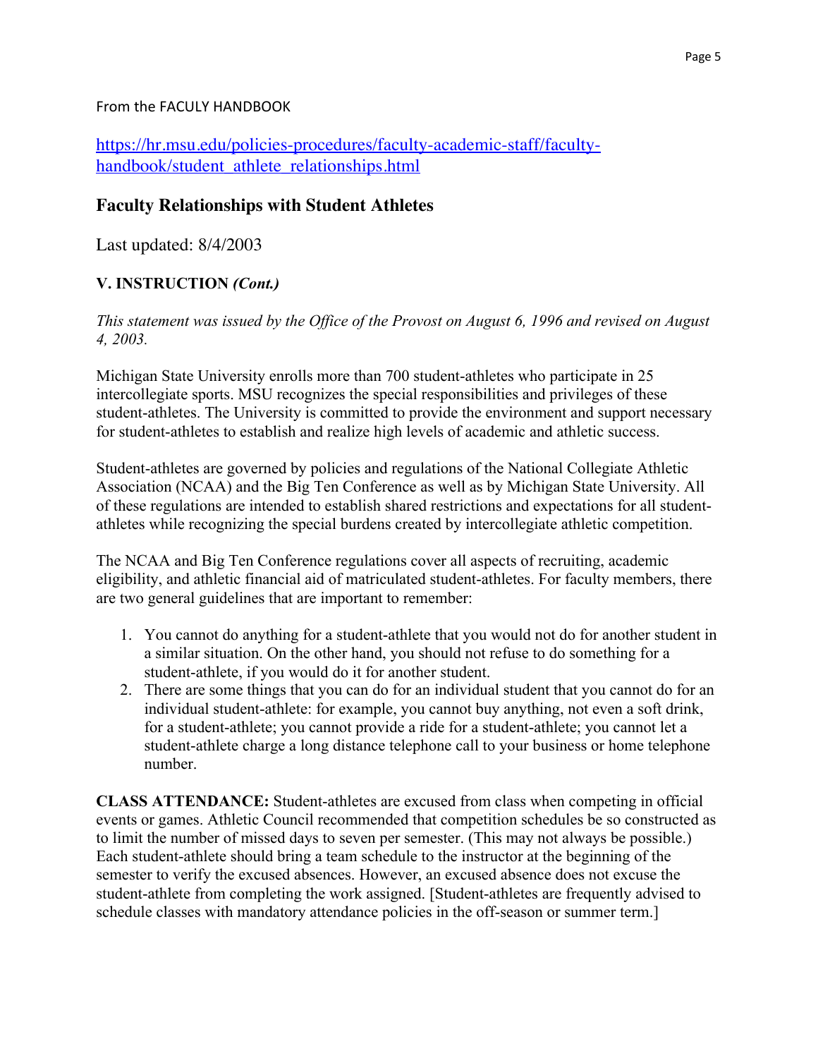From the FACULY HANDBOOK

https://hr.msu.edu/policies-procedures/faculty-academic-staff/faculty-handbook/student_athlete_relationships.html

## Faculty Relationships with Student Athletes

Last updated: 8/4/2003

### V. INSTRUCTION *(Cont.)*

*This statement was issued by the Office of the Provost on August 6, 1996 and revised on August 4, 2003.*

Michigan State University enrolls more than 700 student-athletes who participate in 25 intercollegiate sports. MSU recognizes the special responsibilities and privileges of these student-athletes. The University is committed to provide the environment and support necessary for student-athletes to establish and realize high levels of academic and athletic success.

Student-athletes are governed by policies and regulations of the National Collegiate Athletic Association (NCAA) and the Big Ten Conference as well as by Michigan State University. All of these regulations are intended to establish shared restrictions and expectations for all student-athletes while recognizing the special burdens created by intercollegiate athletic competition.

The NCAA and Big Ten Conference regulations cover all aspects of recruiting, academic eligibility, and athletic financial aid of matriculated student-athletes. For faculty members, there are two general guidelines that are important to remember:

1. You cannot do anything for a student-athlete that you would not do for another student in a similar situation. On the other hand, you should not refuse to do something for a student-athlete, if you would do it for another student.
2. There are some things that you can do for an individual student that you cannot do for an individual student-athlete: for example, you cannot buy anything, not even a soft drink, for a student-athlete; you cannot provide a ride for a student-athlete; you cannot let a student-athlete charge a long distance telephone call to your business or home telephone number.

**CLASS ATTENDANCE:** Student-athletes are excused from class when competing in official events or games. Athletic Council recommended that competition schedules be so constructed as to limit the number of missed days to seven per semester. (This may not always be possible.) Each student-athlete should bring a team schedule to the instructor at the beginning of the semester to verify the excused absences. However, an excused absence does not excuse the student-athlete from completing the work assigned. [Student-athletes are frequently advised to schedule classes with mandatory attendance policies in the off-season or summer term.]